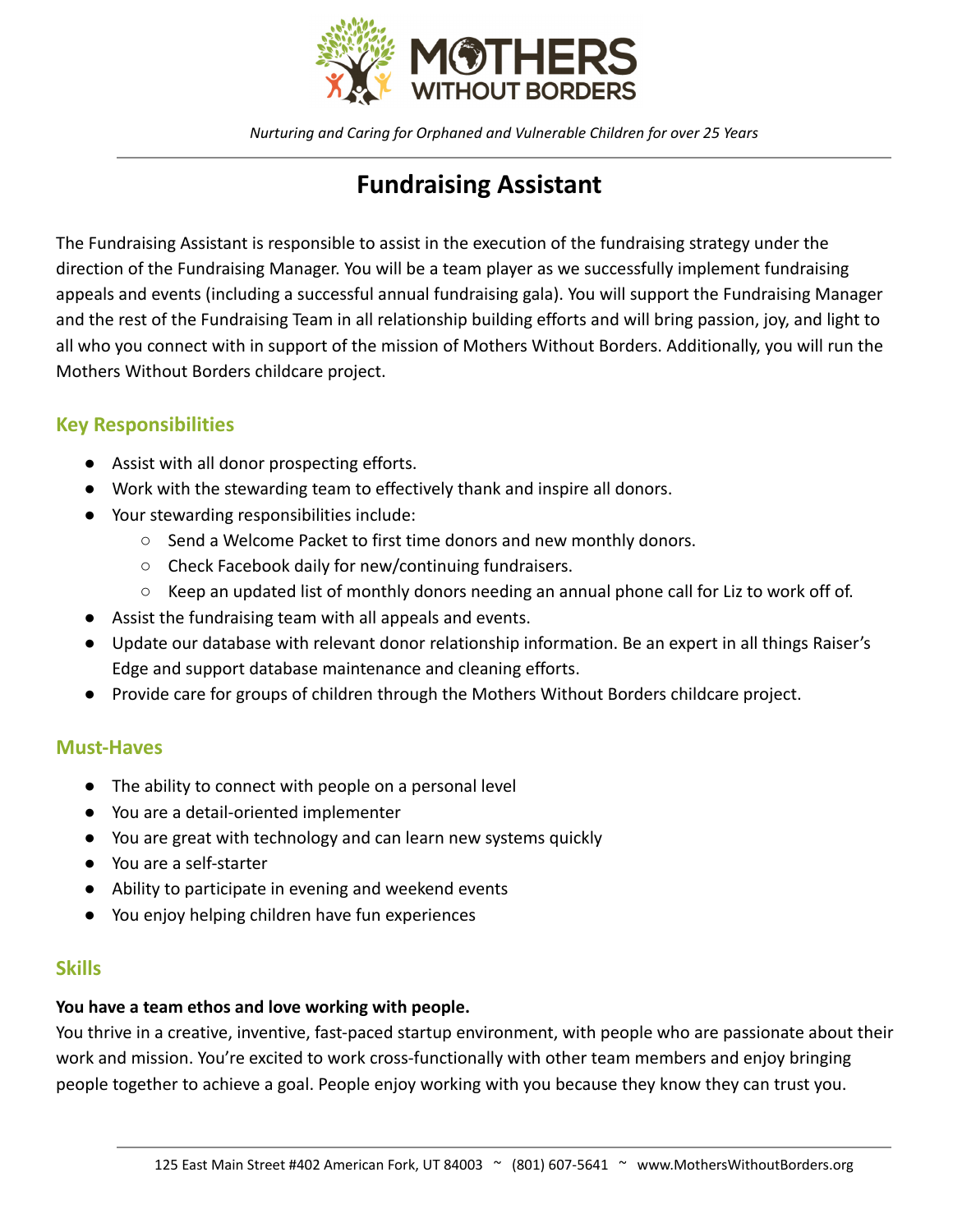*Nurturing and Caring for Orphaned and Vulnerable Children for over 25 Years*

# Fundraising Assistant

The Fundraising Assistant is responsible to assist in the execution of the fundraising strategy under the direction of the Fundraising Manager. You will be a team player as we successfully implement fundraising appeals and events (including a successful annual fundraising gala). You will support the Fundraising Manager and the rest of the Fundraising Team in all relationship building efforts and will bring passion, joy, and light to all who you connect with in support of the mission of Mothers Without Borders. Additionally, you will run the Mothers Without Borders childcare project.

## Key Responsibilities

- Assist with all donor prospecting efforts.
- Work with the stewarding team to effectively thank and inspire all donors.
- Your stewarding responsibilities include:
  - Send a Welcome Packet to first time donors and new monthly donors.
  - Check Facebook daily for new/continuing fundraisers.
  - Keep an updated list of monthly donors needing an annual phone call for Liz to work off of.
- Assist the fundraising team with all appeals and events.
- Update our database with relevant donor relationship information. Be an expert in all things Raiser's Edge and support database maintenance and cleaning efforts.
- Provide care for groups of children through the Mothers Without Borders childcare project.

## Must-Haves

- The ability to connect with people on a personal level
- You are a detail-oriented implementer
- You are great with technology and can learn new systems quickly
- You are a self-starter
- Ability to participate in evening and weekend events
- You enjoy helping children have fun experiences

## Skills

**You have a team ethos and love working with people.**
You thrive in a creative, inventive, fast-paced startup environment, with people who are passionate about their work and mission. You're excited to work cross-functionally with other team members and enjoy bringing people together to achieve a goal. People enjoy working with you because they know they can trust you.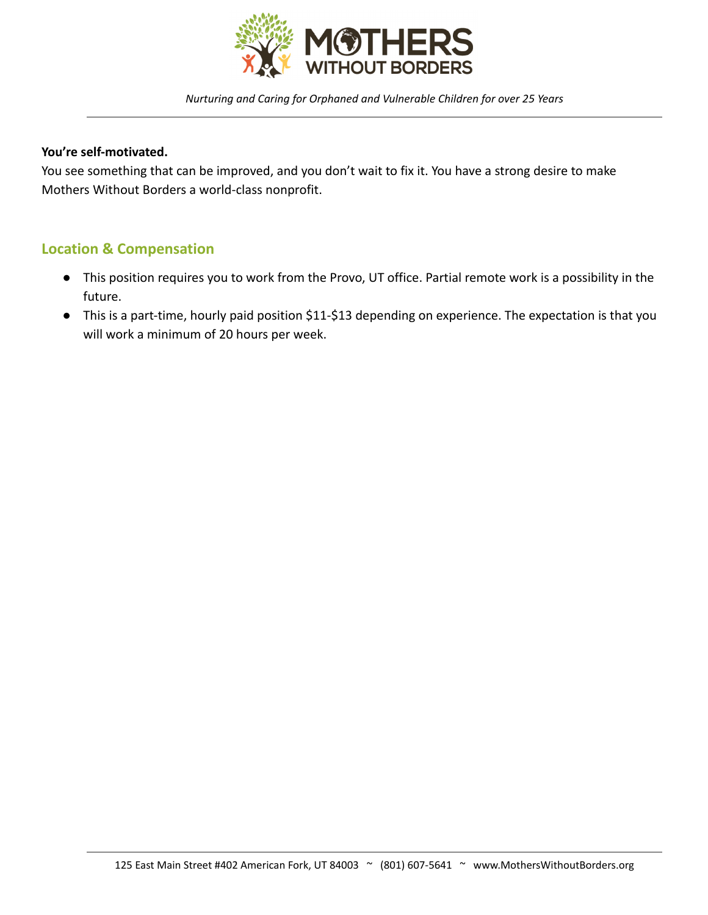**You're self-motivated.**

You see something that can be improved, and you don't wait to fix it. You have a strong desire to make Mothers Without Borders a world-class nonprofit.

## Location & Compensation

- This position requires you to work from the Provo, UT office. Partial remote work is a possibility in the future.
- This is a part-time, hourly paid position $11-$13 depending on experience. The expectation is that you will work a minimum of 20 hours per week.